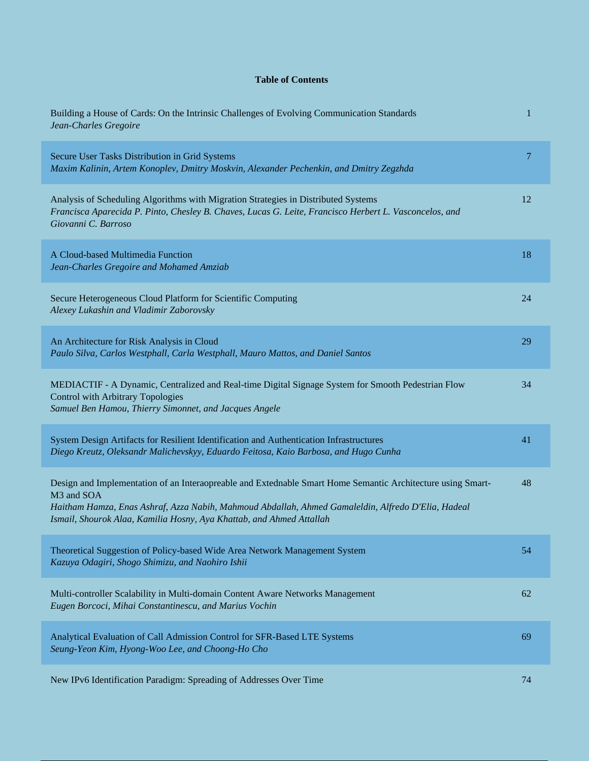**Table of Contents**

| | |
|---|---|
| Building a House of Cards: On the Intrinsic Challenges of Evolving Communication Standards<br>*Jean-Charles Gregoire* | 1 |
| Secure User Tasks Distribution in Grid Systems<br>*Maxim Kalinin, Artem Konoplev, Dmitry Moskvin, Alexander Pechenkin, and Dmitry Zegzhda* | 7 |
| Analysis of Scheduling Algorithms with Migration Strategies in Distributed Systems<br>*Francisca Aparecida P. Pinto, Chesley B. Chaves, Lucas G. Leite, Francisco Herbert L. Vasconcelos, and Giovanni C. Barroso* | 12 |
| A Cloud-based Multimedia Function<br>*Jean-Charles Gregoire and Mohamed Amziab* | 18 |
| Secure Heterogeneous Cloud Platform for Scientific Computing<br>*Alexey Lukashin and Vladimir Zaborovsky* | 24 |
| An Architecture for Risk Analysis in Cloud<br>*Paulo Silva, Carlos Westphall, Carla Westphall, Mauro Mattos, and Daniel Santos* | 29 |
| MEDIACTIF - A Dynamic, Centralized and Real-time Digital Signage System for Smooth Pedestrian Flow Control with Arbitrary Topologies<br>*Samuel Ben Hamou, Thierry Simonnet, and Jacques Angele* | 34 |
| System Design Artifacts for Resilient Identification and Authentication Infrastructures<br>*Diego Kreutz, Oleksandr Malichevskyy, Eduardo Feitosa, Kaio Barbosa, and Hugo Cunha* | 41 |
| Design and Implementation of an Interaopreable and Extednable Smart Home Semantic Architecture using Smart-M3 and SOA<br>*Haitham Hamza, Enas Ashraf, Azza Nabih, Mahmoud Abdallah, Ahmed Gamaleldin, Alfredo D'Elia, Hadeal Ismail, Shourok Alaa, Kamilia Hosny, Aya Khattab, and Ahmed Attallah* | 48 |
| Theoretical Suggestion of Policy-based Wide Area Network Management System<br>*Kazuya Odagiri, Shogo Shimizu, and Naohiro Ishii* | 54 |
| Multi-controller Scalability in Multi-domain Content Aware Networks Management<br>*Eugen Borcoci, Mihai Constantinescu, and Marius Vochin* | 62 |
| Analytical Evaluation of Call Admission Control for SFR-Based LTE Systems<br>*Seung-Yeon Kim, Hyong-Woo Lee, and Choong-Ho Cho* | 69 |
| New IPv6 Identification Paradigm: Spreading of Addresses Over Time | 74 |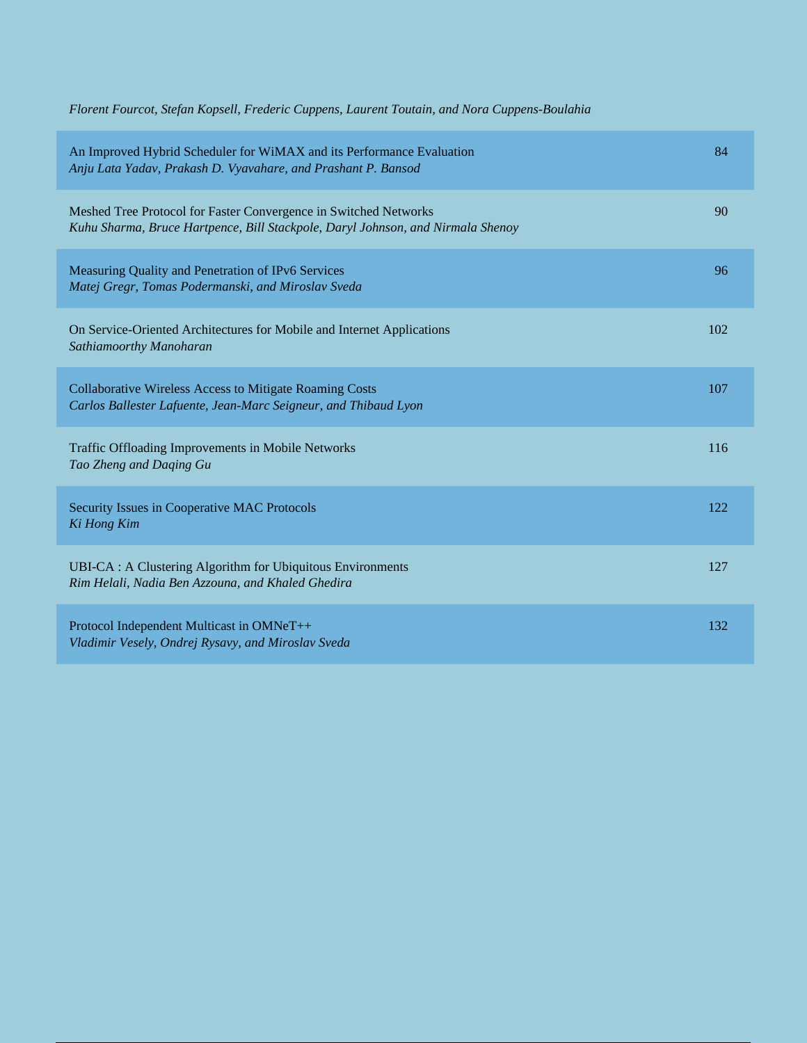*Florent Fourcot, Stefan Kopsell, Frederic Cuppens, Laurent Toutain, and Nora Cuppens-Boulahia*

| | |
|---|---|
| An Improved Hybrid Scheduler for WiMAX and its Performance Evaluation<br>*Anju Lata Yadav, Prakash D. Vyavahare, and Prashant P. Bansod* | 84 |
| Meshed Tree Protocol for Faster Convergence in Switched Networks<br>*Kuhu Sharma, Bruce Hartpence, Bill Stackpole, Daryl Johnson, and Nirmala Shenoy* | 90 |
| Measuring Quality and Penetration of IPv6 Services<br>*Matej Gregr, Tomas Podermanski, and Miroslav Sveda* | 96 |
| On Service-Oriented Architectures for Mobile and Internet Applications<br>*Sathiamoorthy Manoharan* | 102 |
| Collaborative Wireless Access to Mitigate Roaming Costs<br>*Carlos Ballester Lafuente, Jean-Marc Seigneur, and Thibaud Lyon* | 107 |
| Traffic Offloading Improvements in Mobile Networks<br>*Tao Zheng and Daqing Gu* | 116 |
| Security Issues in Cooperative MAC Protocols<br>*Ki Hong Kim* | 122 |
| UBI-CA : A Clustering Algorithm for Ubiquitous Environments<br>*Rim Helali, Nadia Ben Azzouna, and Khaled Ghedira* | 127 |
| Protocol Independent Multicast in OMNeT++<br>*Vladimir Vesely, Ondrej Rysavy, and Miroslav Sveda* | 132 |